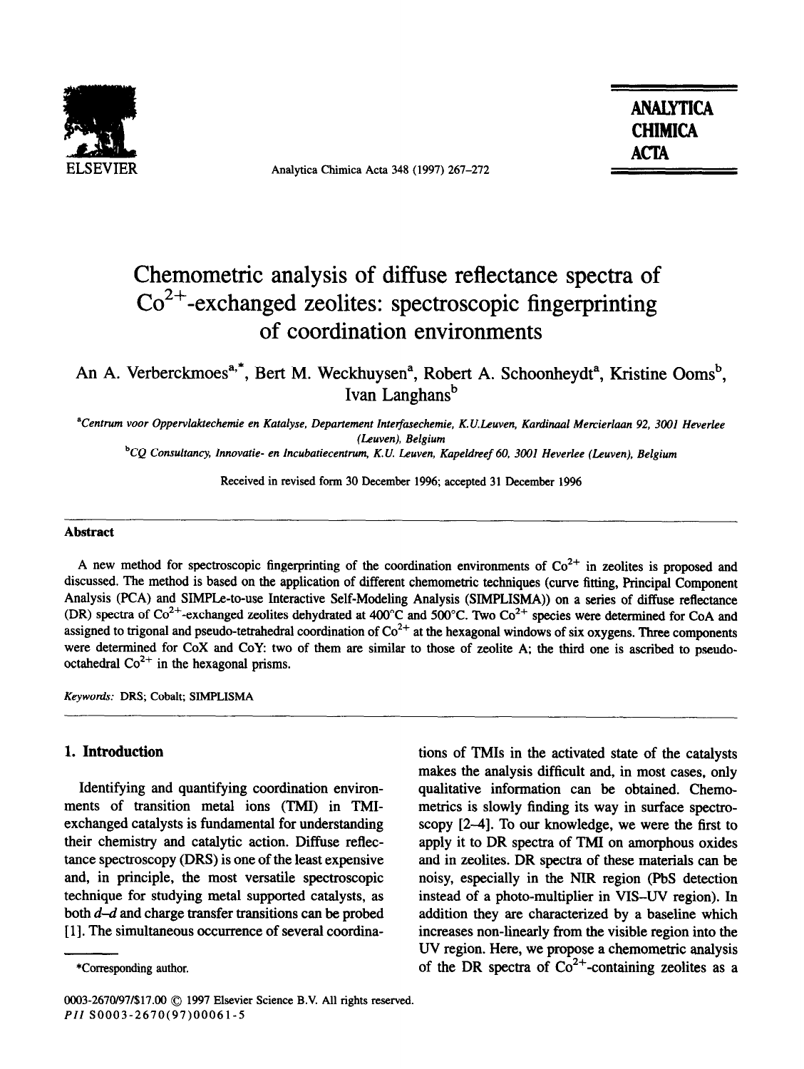# Chemometric analysis of diffuse reflectance spectra of $Co^{2+}$-exchanged zeolites: spectroscopic fingerprinting of coordination environments

An A. Verberckmoes[a,*], Bert M. Weckhuysen[a], Robert A. Schoonheydt[a], Kristine Ooms[b], Ivan Langhans[b]

[a] Centrum voor Oppervlaktechemie en Katalyse, Departement Interfasechemie, K.U.Leuven, Kardinaal Mercierlaan 92, 3001 Heverlee (Leuven), Belgium

[b] CQ Consultancy, Innovatie- en Incubatiecentrum, K.U. Leuven, Kapeldreef 60, 3001 Heverlee (Leuven), Belgium

Received in revised form 30 December 1996; accepted 31 December 1996

## Abstract

A new method for spectroscopic fingerprinting of the coordination environments of $Co^{2+}$ in zeolites is proposed and discussed. The method is based on the application of different chemometric techniques (curve fitting, Principal Component Analysis (PCA) and SIMPLe-to-use Interactive Self-Modeling Analysis (SIMPLISMA)) on a series of diffuse reflectance (DR) spectra of $Co^{2+}$-exchanged zeolites dehydrated at 400°C and 500°C. Two $Co^{2+}$ species were determined for CoA and assigned to trigonal and pseudo-tetrahedral coordination of $Co^{2+}$ at the hexagonal windows of six oxygens. Three components were determined for CoX and CoY: two of them are similar to those of zeolite A; the third one is ascribed to pseudo-octahedral $Co^{2+}$ in the hexagonal prisms.

*Keywords:* DRS; Cobalt; SIMPLISMA

## 1. Introduction

Identifying and quantifying coordination environments of transition metal ions (TMI) in TMI-exchanged catalysts is fundamental for understanding their chemistry and catalytic action. Diffuse reflectance spectroscopy (DRS) is one of the least expensive and, in principle, the most versatile spectroscopic technique for studying metal supported catalysts, as both *d–d* and charge transfer transitions can be probed [1]. The simultaneous occurrence of several coordinations of TMIs in the activated state of the catalysts makes the analysis difficult and, in most cases, only qualitative information can be obtained. Chemometrics is slowly finding its way in surface spectroscopy [2–4]. To our knowledge, we were the first to apply it to DR spectra of TMI on amorphous oxides and in zeolites. DR spectra of these materials can be noisy, especially in the NIR region (PbS detection instead of a photo-multiplier in VIS–UV region). In addition they are characterized by a baseline which increases non-linearly from the visible region into the UV region. Here, we propose a chemometric analysis of the DR spectra of $Co^{2+}$-containing zeolites as a

*Corresponding author.

0003-2670/97/$17.00 © 1997 Elsevier Science B.V. All rights reserved.
PII S0003-2670(97)00061-5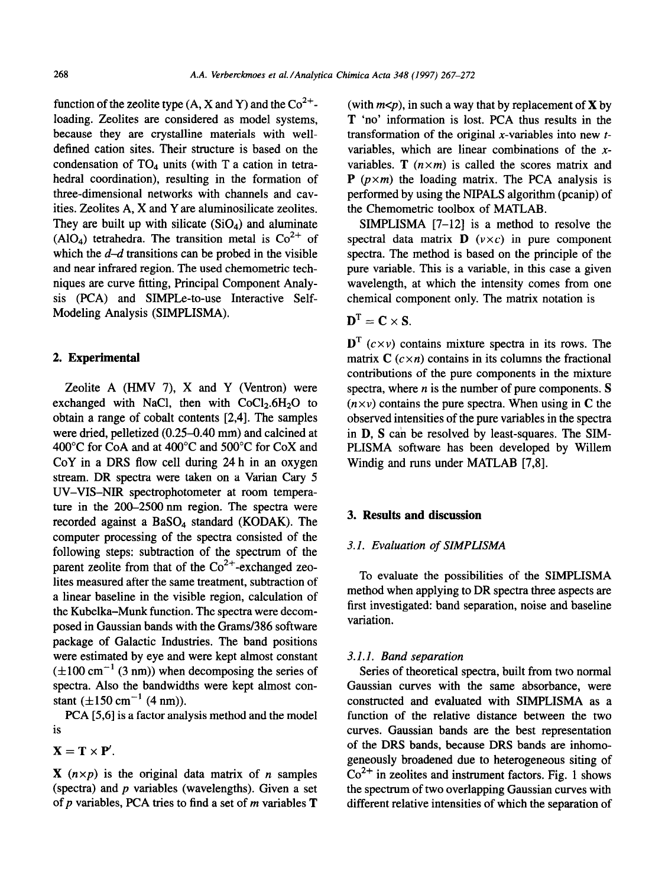function of the zeolite type (A, X and Y) and the $Co^{2+}$-loading. Zeolites are considered as model systems, because they are crystalline materials with well-defined cation sites. Their structure is based on the condensation of $TO_4$ units (with T a cation in tetrahedral coordination), resulting in the formation of three-dimensional networks with channels and cavities. Zeolites A, X and Y are aluminosilicate zeolites. They are built up with silicate ($SiO_4$) and aluminate ($AlO_4$) tetrahedra. The transition metal is $Co^{2+}$ of which the *d–d* transitions can be probed in the visible and near infrared region. The used chemometric techniques are curve fitting, Principal Component Analysis (PCA) and SIMPLe-to-use Interactive Self-Modeling Analysis (SIMPLISMA).

## 2. Experimental

Zeolite A (HMV 7), X and Y (Ventron) were exchanged with NaCl, then with $CoCl_2.6H_2O$ to obtain a range of cobalt contents [2,4]. The samples were dried, pelletized (0.25–0.40 mm) and calcined at 400°C for CoA and at 400°C and 500°C for CoX and CoY in a DRS flow cell during 24 h in an oxygen stream. DR spectra were taken on a Varian Cary 5 UV-VIS-NIR spectrophotometer at room temperature in the 200–2500 nm region. The spectra were recorded against a $BaSO_4$ standard (KODAK). The computer processing of the spectra consisted of the following steps: subtraction of the spectrum of the parent zeolite from that of the $Co^{2+}$-exchanged zeolites measured after the same treatment, subtraction of a linear baseline in the visible region, calculation of the Kubelka–Munk function. The spectra were decomposed in Gaussian bands with the Grams/386 software package of Galactic Industries. The band positions were estimated by eye and were kept almost constant ($\pm 100$ $cm^{-1}$ (3 nm)) when decomposing the series of spectra. Also the bandwidths were kept almost constant ($\pm 150$ $cm^{-1}$ (4 nm)).

PCA [5,6] is a factor analysis method and the model is

$$\mathbf{X} = \mathbf{T} \times \mathbf{P}'.$$

$\mathbf{X}$ ($n \times p$) is the original data matrix of $n$ samples (spectra) and $p$ variables (wavelengths). Given a set of $p$ variables, PCA tries to find a set of $m$ variables $\mathbf{T}$ (with $m<p$), in such a way that by replacement of $\mathbf{X}$ by $\mathbf{T}$ 'no' information is lost. PCA thus results in the transformation of the original $x$-variables into new $t$-variables, which are linear combinations of the $x$-variables. $\mathbf{T}$ ($n \times m$) is called the scores matrix and $\mathbf{P}$ ($p \times m$) the loading matrix. The PCA analysis is performed by using the NIPALS algorithm (pcanip) of the Chemometric toolbox of MATLAB.

SIMPLISMA [7–12] is a method to resolve the spectral data matrix $\mathbf{D}$ ($v \times c$) in pure component spectra. The method is based on the principle of the pure variable. This is a variable, in this case a given wavelength, at which the intensity comes from one chemical component only. The matrix notation is

$$\mathbf{D}^{\mathrm{T}} = \mathbf{C} \times \mathbf{S}.$$

$\mathbf{D}^{\mathrm{T}}$ ($c \times v$) contains mixture spectra in its rows. The matrix $\mathbf{C}$ ($c \times n$) contains in its columns the fractional contributions of the pure components in the mixture spectra, where $n$ is the number of pure components. $\mathbf{S}$ ($n \times v$) contains the pure spectra. When using in $\mathbf{C}$ the observed intensities of the pure variables in the spectra in $\mathbf{D}$, $\mathbf{S}$ can be resolved by least-squares. The SIMPLISMA software has been developed by Willem Windig and runs under MATLAB [7,8].

## 3. Results and discussion

### 3.1. Evaluation of SIMPLISMA

To evaluate the possibilities of the SIMPLISMA method when applying to DR spectra three aspects are first investigated: band separation, noise and baseline variation.

#### 3.1.1. Band separation

Series of theoretical spectra, built from two normal Gaussian curves with the same absorbance, were constructed and evaluated with SIMPLISMA as a function of the relative distance between the two curves. Gaussian bands are the best representation of the DRS bands, because DRS bands are inhomogeneously broadened due to heterogeneous siting of $Co^{2+}$ in zeolites and instrument factors. Fig. 1 shows the spectrum of two overlapping Gaussian curves with different relative intensities of which the separation of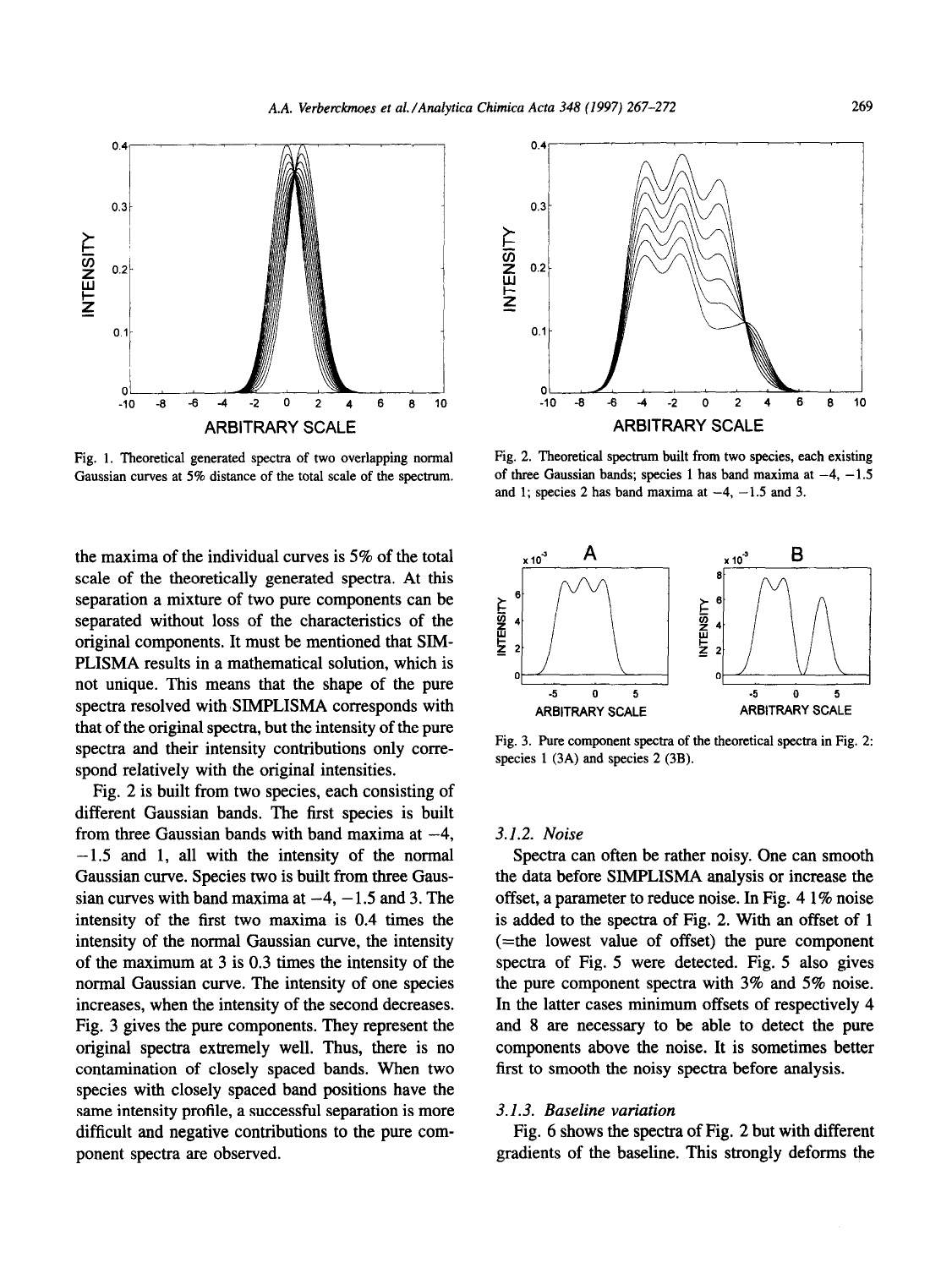Fig. 1. Theoretical generated spectra of two overlapping normal Gaussian curves at 5% distance of the total scale of the spectrum.

Fig. 2. Theoretical spectrum built from two species, each existing of three Gaussian bands; species 1 has band maxima at −4, −1.5 and 1; species 2 has band maxima at −4, −1.5 and 3.

the maxima of the individual curves is 5% of the total scale of the theoretically generated spectra. At this separation a mixture of two pure components can be separated without loss of the characteristics of the original components. It must be mentioned that SIMPLISMA results in a mathematical solution, which is not unique. This means that the shape of the pure spectra resolved with SIMPLISMA corresponds with that of the original spectra, but the intensity of the pure spectra and their intensity contributions only correspond relatively with the original intensities.

Fig. 2 is built from two species, each consisting of different Gaussian bands. The first species is built from three Gaussian bands with band maxima at −4, −1.5 and 1, all with the intensity of the normal Gaussian curve. Species two is built from three Gaussian curves with band maxima at −4, −1.5 and 3. The intensity of the first two maxima is 0.4 times the intensity of the normal Gaussian curve, the intensity of the maximum at 3 is 0.3 times the intensity of the normal Gaussian curve. The intensity of one species increases, when the intensity of the second decreases. Fig. 3 gives the pure components. They represent the original spectra extremely well. Thus, there is no contamination of closely spaced bands. When two species with closely spaced band positions have the same intensity profile, a successful separation is more difficult and negative contributions to the pure component spectra are observed.

Fig. 3. Pure component spectra of the theoretical spectra in Fig. 2: species 1 (3A) and species 2 (3B).

### 3.1.2. Noise

Spectra can often be rather noisy. One can smooth the data before SIMPLISMA analysis or increase the offset, a parameter to reduce noise. In Fig. 4 1% noise is added to the spectra of Fig. 2. With an offset of 1 (=the lowest value of offset) the pure component spectra of Fig. 5 were detected. Fig. 5 also gives the pure component spectra with 3% and 5% noise. In the latter cases minimum offsets of respectively 4 and 8 are necessary to be able to detect the pure components above the noise. It is sometimes better first to smooth the noisy spectra before analysis.

### 3.1.3. Baseline variation

Fig. 6 shows the spectra of Fig. 2 but with different gradients of the baseline. This strongly deforms the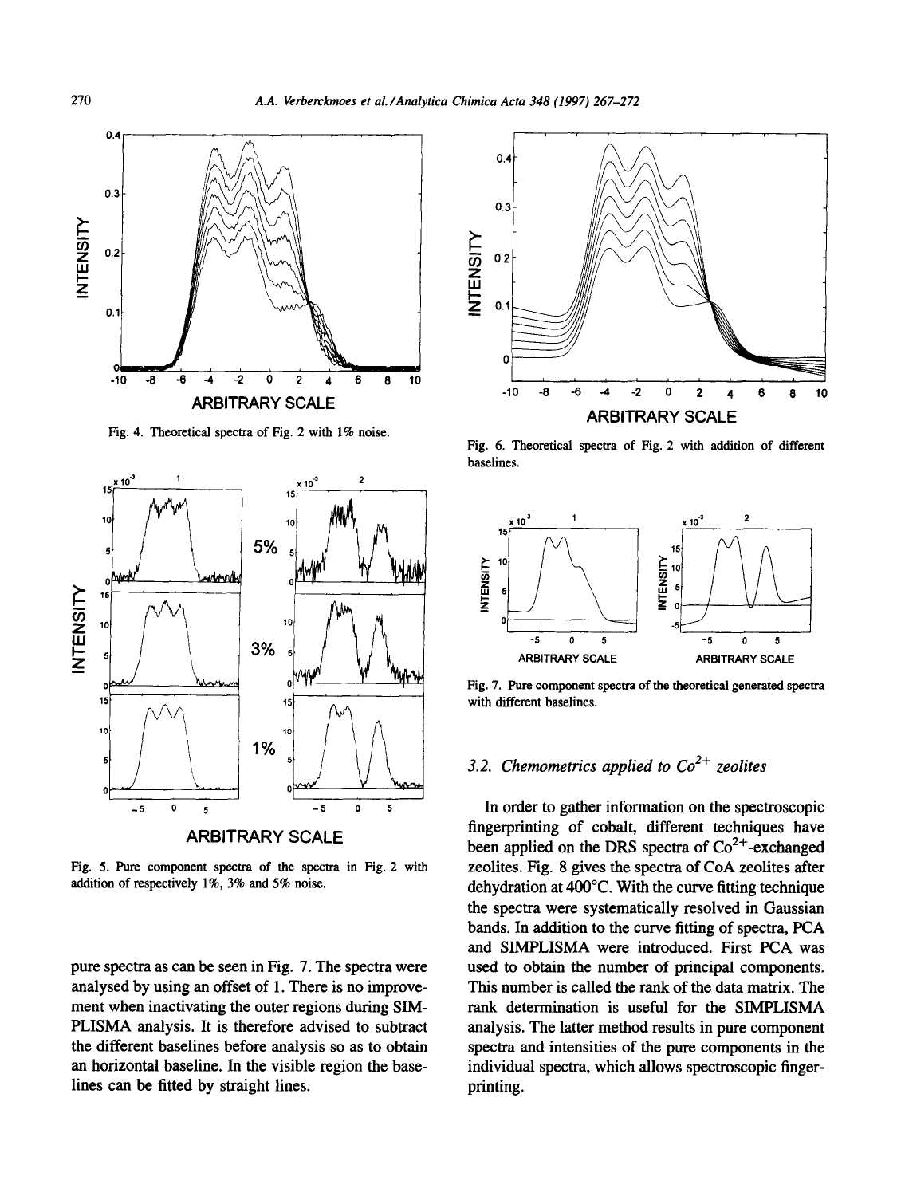Fig. 4. Theoretical spectra of Fig. 2 with 1% noise.

Fig. 5. Pure component spectra of the spectra in Fig. 2 with addition of respectively 1%, 3% and 5% noise.

Fig. 6. Theoretical spectra of Fig. 2 with addition of different baselines.

Fig. 7. Pure component spectra of the theoretical generated spectra with different baselines.

pure spectra as can be seen in Fig. 7. The spectra were analysed by using an offset of 1. There is no improvement when inactivating the outer regions during SIMPLISMA analysis. It is therefore advised to subtract the different baselines before analysis so as to obtain an horizontal baseline. In the visible region the baselines can be fitted by straight lines.

### 3.2. Chemometrics applied to $Co^{2+}$ zeolites

In order to gather information on the spectroscopic fingerprinting of cobalt, different techniques have been applied on the DRS spectra of $Co^{2+}$-exchanged zeolites. Fig. 8 gives the spectra of CoA zeolites after dehydration at 400°C. With the curve fitting technique the spectra were systematically resolved in Gaussian bands. In addition to the curve fitting of spectra, PCA and SIMPLISMA were introduced. First PCA was used to obtain the number of principal components. This number is called the rank of the data matrix. The rank determination is useful for the SIMPLISMA analysis. The latter method results in pure component spectra and intensities of the pure components in the individual spectra, which allows spectroscopic fingerprinting.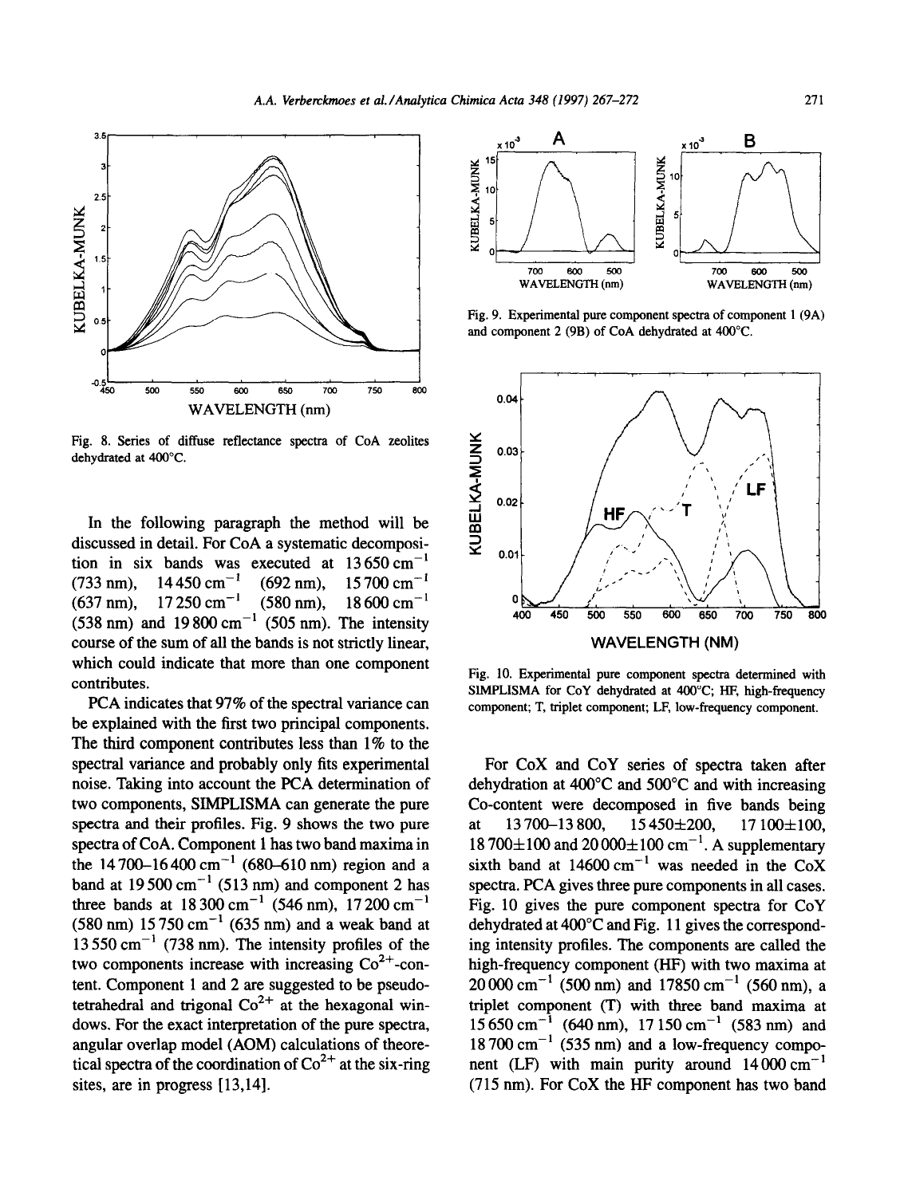Fig. 8. Series of diffuse reflectance spectra of CoA zeolites dehydrated at 400°C.

In the following paragraph the method will be discussed in detail. For CoA a systematic decomposition in six bands was executed at 13 650 $cm^{-1}$ (733 nm), 14 450 $cm^{-1}$ (692 nm), 15 700 $cm^{-1}$ (637 nm), 17 250 $cm^{-1}$ (580 nm), 18 600 $cm^{-1}$ (538 nm) and 19 800 $cm^{-1}$ (505 nm). The intensity course of the sum of all the bands is not strictly linear, which could indicate that more than one component contributes.

PCA indicates that 97% of the spectral variance can be explained with the first two principal components. The third component contributes less than 1% to the spectral variance and probably only fits experimental noise. Taking into account the PCA determination of two components, SIMPLISMA can generate the pure spectra and their profiles. Fig. 9 shows the two pure spectra of CoA. Component 1 has two band maxima in the 14 700–16 400 $cm^{-1}$ (680–610 nm) region and a band at 19 500 $cm^{-1}$ (513 nm) and component 2 has three bands at 18 300 $cm^{-1}$ (546 nm), 17 200 $cm^{-1}$ (580 nm) 15 750 $cm^{-1}$ (635 nm) and a weak band at 13 550 $cm^{-1}$ (738 nm). The intensity profiles of the two components increase with increasing $Co^{2+}$-content. Component 1 and 2 are suggested to be pseudo-tetrahedral and trigonal $Co^{2+}$ at the hexagonal windows. For the exact interpretation of the pure spectra, angular overlap model (AOM) calculations of theoretical spectra of the coordination of $Co^{2+}$ at the six-ring sites, are in progress [13,14].

Fig. 9. Experimental pure component spectra of component 1 (9A) and component 2 (9B) of CoA dehydrated at 400°C.

Fig. 10. Experimental pure component spectra determined with SIMPLISMA for CoY dehydrated at 400°C; HF, high-frequency component; T, triplet component; LF, low-frequency component.

For CoX and CoY series of spectra taken after dehydration at 400°C and 500°C and with increasing Co-content were decomposed in five bands being at 13 700–13 800, 15 450±200, 17 100±100, 18 700±100 and 20 000±100 $cm^{-1}$. A supplementary sixth band at 14600 $cm^{-1}$ was needed in the CoX spectra. PCA gives three pure components in all cases. Fig. 10 gives the pure component spectra for CoY dehydrated at 400°C and Fig. 11 gives the corresponding high-intensity profiles. The components are called the high-frequency component (HF) with two maxima at 20 000 $cm^{-1}$ (500 nm) and 17850 $cm^{-1}$ (560 nm), a triplet component (T) with three band maxima at 15 650 $cm^{-1}$ (640 nm), 17 150 $cm^{-1}$ (583 nm) and 18 700 $cm^{-1}$ (535 nm) and a low-frequency component (LF) with main purity around 14 000 $cm^{-1}$ (715 nm). For CoX the HF component has two band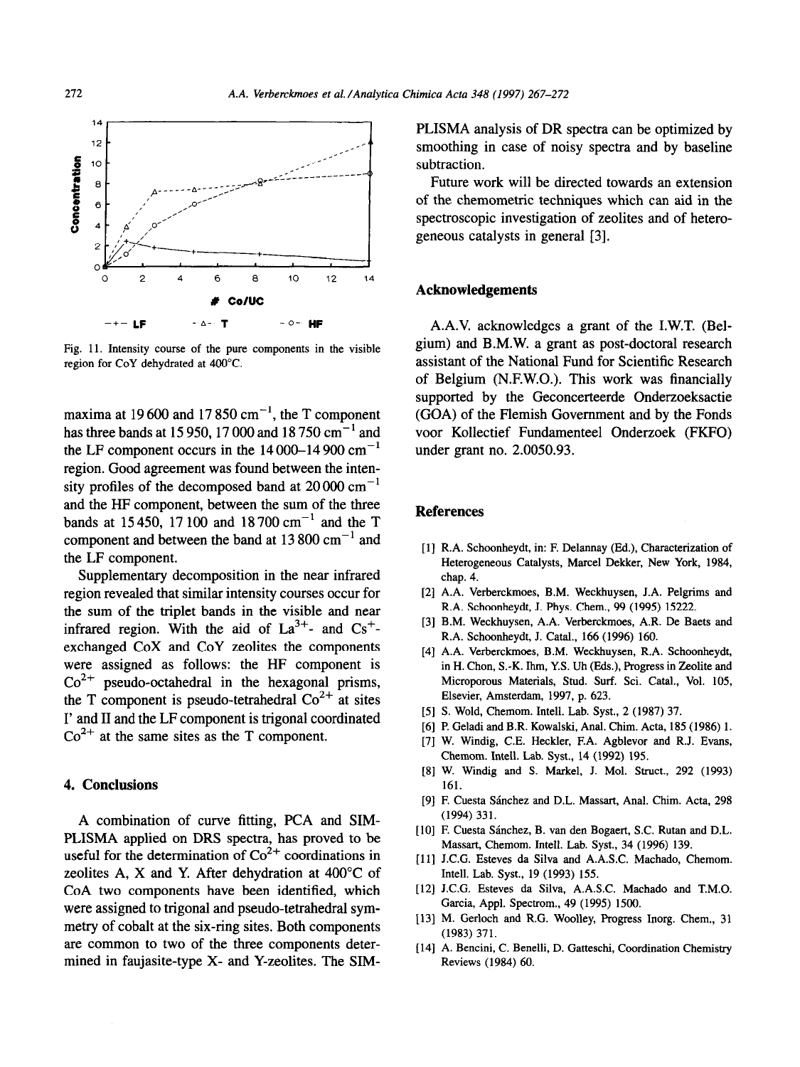14
12
10
8
6
4
2
0
0 2 4 6 8 10 12 14

Concentration

# Co/UC

—+— LF - △- T - ○- HF

Fig. 11. Intensity course of the pure components in the visible region for CoY dehydrated at 400°C.

maxima at 19 600 and 17 850 $cm^{-1}$, the T component has three bands at 15 950, 17 000 and 18 750 $cm^{-1}$ and the LF component occurs in the 14 000–14 900 $cm^{-1}$ region. Good agreement was found between the intensity profiles of the decomposed band at 20 000 $cm^{-1}$ and the HF component, between the sum of the three bands at 15 450, 17 100 and 18 700 $cm^{-1}$ and the T component and between the band at 13 800 $cm^{-1}$ and the LF component.

Supplementary decomposition in the near infrared region revealed that similar intensity courses occur for the sum of the triplet bands in the visible and near infrared region. With the aid of $La^{3+}$- and $Cs^{+}$-exchanged CoX and CoY zeolites the components were assigned as follows: the HF component is $Co^{2+}$ pseudo-octahedral in the hexagonal prisms, the T component is pseudo-tetrahedral $Co^{2+}$ at sites I' and II and the LF component is trigonal coordinated $Co^{2+}$ at the same sites as the T component.

## 4. Conclusions

A combination of curve fitting, PCA and SIMPLISMA applied on DRS spectra, has proved to be useful for the determination of $Co^{2+}$ coordinations in zeolites A, X and Y. After dehydration at 400°C of CoA two components have been identified, which were assigned to trigonal and pseudo-tetrahedral symmetry of cobalt at the six-ring sites. Both components are common to two of the three components determined in faujasite-type X- and Y-zeolites. The SIMPLISMA analysis of DR spectra can be optimized by smoothing in case of noisy spectra and by baseline subtraction.

Future work will be directed towards an extension of the chemometric techniques which can aid in the spectroscopic investigation of zeolites and of heterogeneous catalysts in general [3].

## Acknowledgements

A.A.V. acknowledges a grant of the I.W.T. (Belgium) and B.M.W. a grant as post-doctoral research assistant of the National Fund for Scientific Research of Belgium (N.F.W.O.). This work was financially supported by the Geconcerteerde Onderzoeksactie (GOA) of the Flemish Government and by the Fonds voor Kollectief Fundamenteel Onderzoek (FKFO) under grant no. 2.0050.93.

## References

[1] R.A. Schoonheydt, in: F. Delannay (Ed.), Characterization of Heterogeneous Catalysts, Marcel Dekker, New York, 1984, chap. 4.

[2] A.A. Verberckmoes, B.M. Weckhuysen, J.A. Pelgrims and R.A. Schoonheydt, J. Phys. Chem., 99 (1995) 15222.

[3] B.M. Weckhuysen, A.A. Verberckmoes, A.R. De Baets and R.A. Schoonheydt, J. Catal., 166 (1996) 160.

[4] A.A. Verberckmoes, B.M. Weckhuysen, R.A. Schoonheydt, in H. Chon, S.-K. Ihm, Y.S. Uh (Eds.), Progress in Zeolite and Microporous Materials, Stud. Surf. Sci. Catal., Vol. 105, Elsevier, Amsterdam, 1997, p. 623.

[5] S. Wold, Chemom. Intell. Lab. Syst., 2 (1987) 37.

[6] P. Geladi and B.R. Kowalski, Anal. Chim. Acta, 185 (1986) 1.

[7] W. Windig, C.E. Heckler, F.A. Agblevor and R.J. Evans, Chemom. Intell. Lab. Syst., 14 (1992) 195.

[8] W. Windig and S. Markel, J. Mol. Struct., 292 (1993) 161.

[9] F. Cuesta Sánchez and D.L. Massart, Anal. Chim. Acta, 298 (1994) 331.

[10] F. Cuesta Sánchez, B. van den Bogaert, S.C. Rutan and D.L. Massart, Chemom. Intell. Lab. Syst., 34 (1996) 139.

[11] J.C.G. Esteves da Silva and A.A.S.C. Machado, Chemom. Intell. Lab. Syst., 19 (1993) 155.

[12] J.C.G. Esteves da Silva, A.A.S.C. Machado and T.M.O. Garcia, Appl. Spectrom., 49 (1995) 1500.

[13] M. Gerloch and R.G. Woolley, Progress Inorg. Chem., 31 (1983) 371.

[14] A. Bencini, C. Benelli, D. Gatteschi, Coordination Chemistry Reviews (1984) 60.